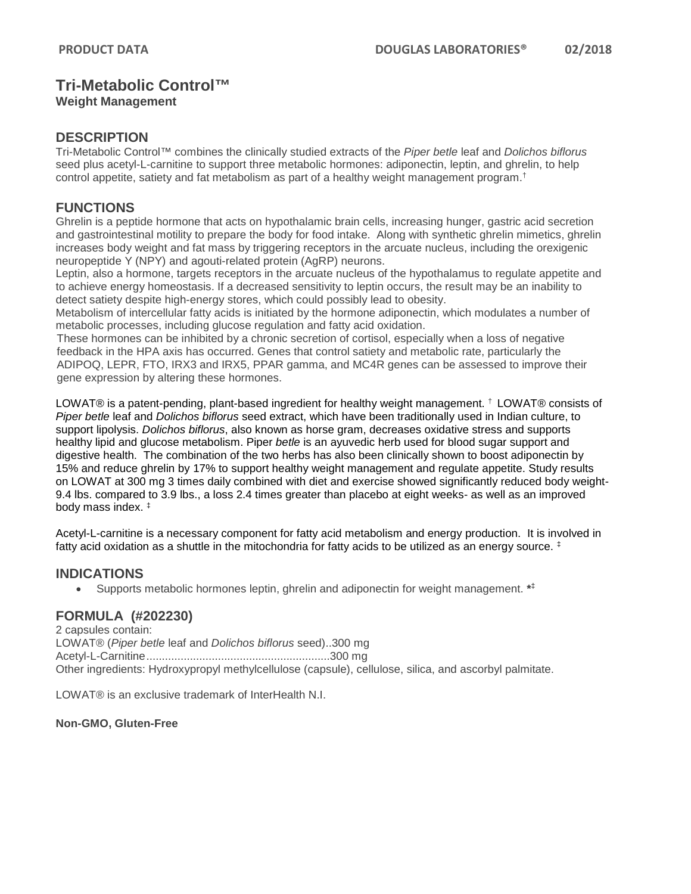# Tri-Metabolic Control™

**Weight Management**

## DESCRIPTION

Tri-Metabolic Control™ combines the clinically studied extracts of the *Piper betle* leaf and *Dolichos biflorus* seed plus acetyl-L-carnitine to support three metabolic hormones: adiponectin, leptin, and ghrelin, to help control appetite, satiety and fat metabolism as part of a healthy weight management program.†

## FUNCTIONS

Ghrelin is a peptide hormone that acts on hypothalamic brain cells, increasing hunger, gastric acid secretion and gastrointestinal motility to prepare the body for food intake. Along with synthetic ghrelin mimetics, ghrelin increases body weight and fat mass by triggering receptors in the arcuate nucleus, including the orexigenic neuropeptide Y (NPY) and agouti-related protein (AgRP) neurons.

Leptin, also a hormone, targets receptors in the arcuate nucleus of the hypothalamus to regulate appetite and to achieve energy homeostasis. If a decreased sensitivity to leptin occurs, the result may be an inability to detect satiety despite high-energy stores, which could possibly lead to obesity.

Metabolism of intercellular fatty acids is initiated by the hormone adiponectin, which modulates a number of metabolic processes, including glucose regulation and fatty acid oxidation.

These hormones can be inhibited by a chronic secretion of cortisol, especially when a loss of negative feedback in the HPA axis has occurred. Genes that control satiety and metabolic rate, particularly the ADIPOQ, LEPR, FTO, IRX3 and IRX5, PPAR gamma, and MC4R genes can be assessed to improve their gene expression by altering these hormones.

LOWAT® is a patent-pending, plant-based ingredient for healthy weight management. † LOWAT® consists of *Piper betle* leaf and *Dolichos biflorus* seed extract, which have been traditionally used in Indian culture, to support lipolysis. *Dolichos biflorus*, also known as horse gram, decreases oxidative stress and supports healthy lipid and glucose metabolism. Piper *betle* is an ayuvedic herb used for blood sugar support and digestive health. The combination of the two herbs has also been clinically shown to boost adiponectin by 15% and reduce ghrelin by 17% to support healthy weight management and regulate appetite. Study results on LOWAT at 300 mg 3 times daily combined with diet and exercise showed significantly reduced body weight- 9.4 lbs. compared to 3.9 lbs., a loss 2.4 times greater than placebo at eight weeks- as well as an improved body mass index. ‡

Acetyl-L-carnitine is a necessary component for fatty acid metabolism and energy production. It is involved in fatty acid oxidation as a shuttle in the mitochondria for fatty acids to be utilized as an energy source. ‡

## INDICATIONS

- Supports metabolic hormones leptin, ghrelin and adiponectin for weight management. *‡

## FORMULA (#202230)

2 capsules contain:
LOWAT® (*Piper betle* leaf and *Dolichos biflorus* seed)..300 mg
Acetyl-L-Carnitine...........................................................300 mg
Other ingredients: Hydroxypropyl methylcellulose (capsule), cellulose, silica, and ascorbyl palmitate.

LOWAT® is an exclusive trademark of InterHealth N.I.

**Non-GMO, Gluten-Free**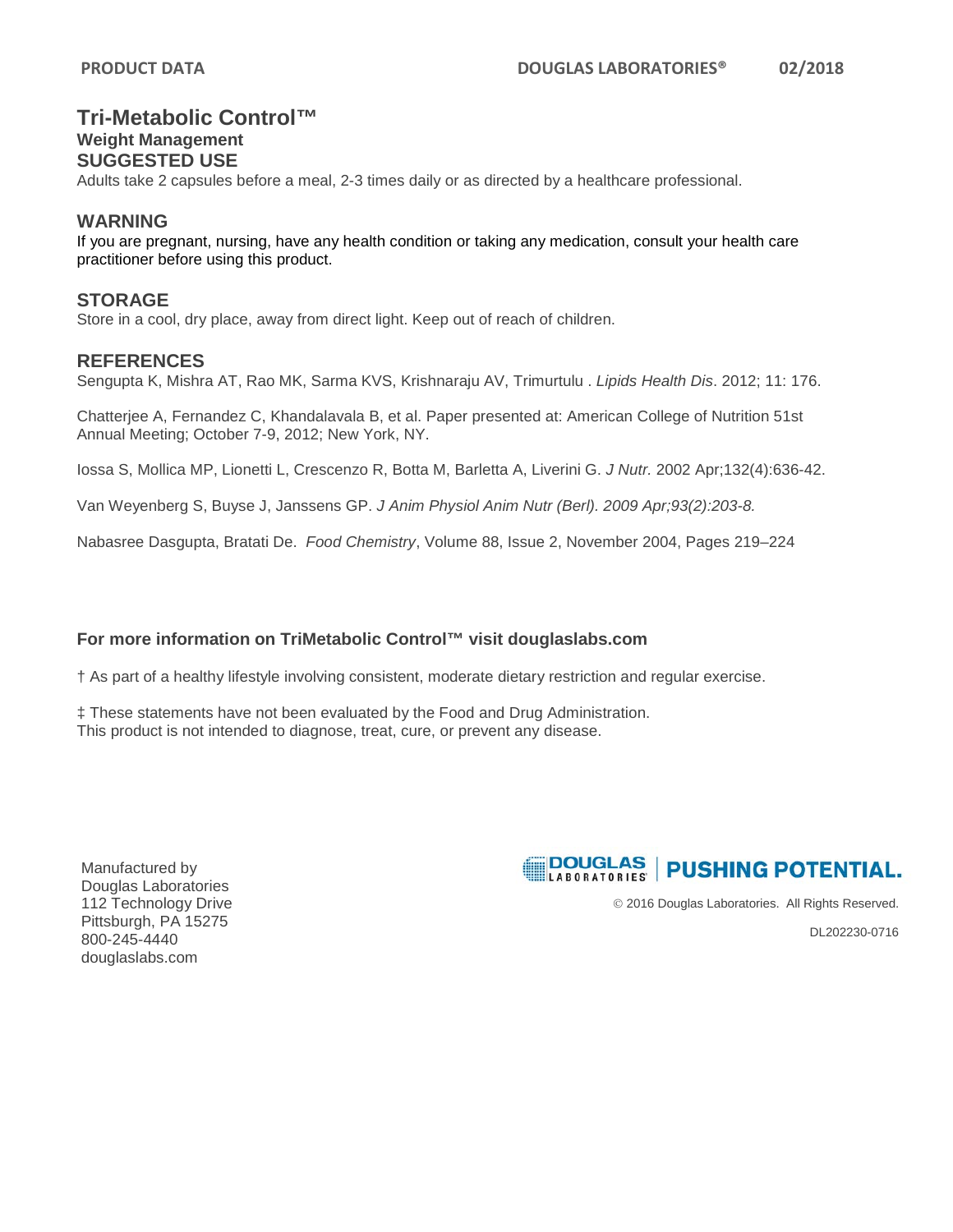# Tri-Metabolic Control™

### Weight Management

## SUGGESTED USE

Adults take 2 capsules before a meal, 2-3 times daily or as directed by a healthcare professional.

## WARNING

If you are pregnant, nursing, have any health condition or taking any medication, consult your health care practitioner before using this product.

## STORAGE

Store in a cool, dry place, away from direct light. Keep out of reach of children.

## REFERENCES

Sengupta K, Mishra AT, Rao MK, Sarma KVS, Krishnaraju AV, Trimurtulu . *Lipids Health Dis*. 2012; 11: 176.

Chatterjee A, Fernandez C, Khandalavala B, et al. Paper presented at: American College of Nutrition 51st Annual Meeting; October 7-9, 2012; New York, NY.

Iossa S, Mollica MP, Lionetti L, Crescenzo R, Botta M, Barletta A, Liverini G. *J Nutr.* 2002 Apr;132(4):636-42.

Van Weyenberg S, Buyse J, Janssens GP. *J Anim Physiol Anim Nutr (Berl). 2009 Apr;93(2):203-8.*

Nabasree Dasgupta, Bratati De. *Food Chemistry*, Volume 88, Issue 2, November 2004, Pages 219–224

**For more information on TriMetabolic Control™ visit douglaslabs.com**

† As part of a healthy lifestyle involving consistent, moderate dietary restriction and regular exercise.

‡ These statements have not been evaluated by the Food and Drug Administration.
This product is not intended to diagnose, treat, cure, or prevent any disease.

Manufactured by
Douglas Laboratories
112 Technology Drive
Pittsburgh, PA 15275
800-245-4440
douglaslabs.com

DOUGLAS LABORATORIES | PUSHING POTENTIAL.

© 2016 Douglas Laboratories. All Rights Reserved.

DL202230-0716